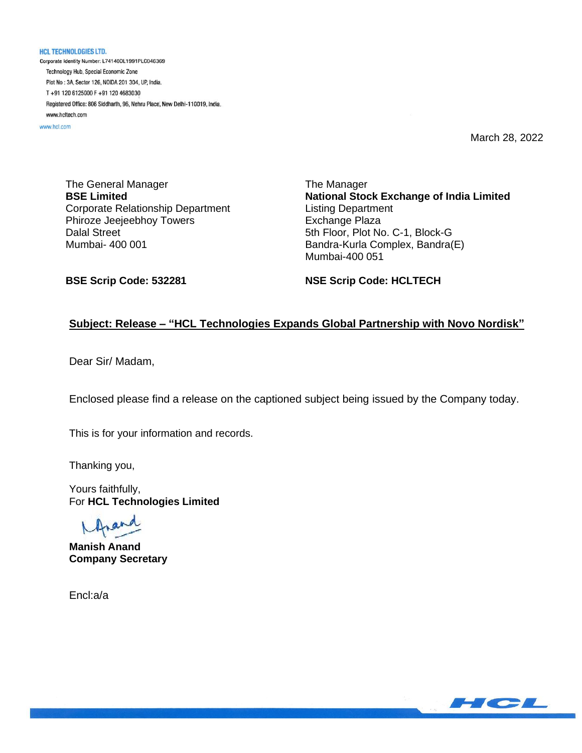**HCL TECHNOLOGIES LTD.**
Corporate Identity Number: L74140DL1991PLC046369
Technology Hub, Special Economic Zone
Plot No : 3A, Sector 126, NOIDA 201 304, UP, India.
T +91 120 6125000 F +91 120 4683030
Registered Office: 806 Siddharth, 96, Nehru Place, New Delhi-110019, India.
www.hcltech.com
www.hcl.com

March 28, 2022

The General Manager
**BSE Limited**
Corporate Relationship Department
Phiroze Jeejeebhoy Towers
Dalal Street
Mumbai- 400 001

**BSE Scrip Code: 532281**

The Manager
**National Stock Exchange of India Limited**
Listing Department
Exchange Plaza
5th Floor, Plot No. C-1, Block-G
Bandra-Kurla Complex, Bandra(E)
Mumbai-400 051

**NSE Scrip Code: HCLTECH**

**Subject: Release – "HCL Technologies Expands Global Partnership with Novo Nordisk"**

Dear Sir/ Madam,

Enclosed please find a release on the captioned subject being issued by the Company today.

This is for your information and records.

Thanking you,

Yours faithfully,
For **HCL Technologies Limited**

**Manish Anand**
**Company Secretary**

Encl:a/a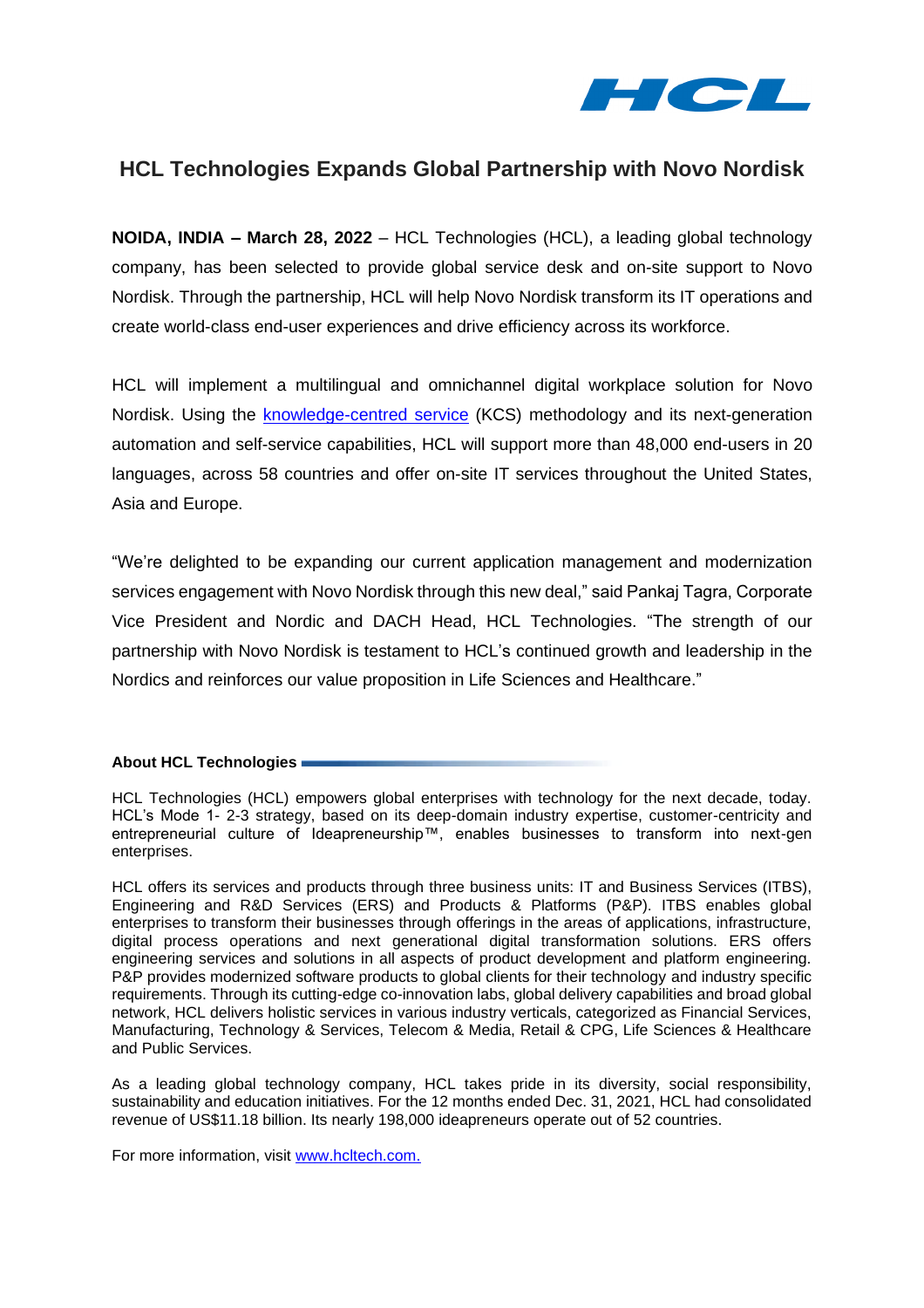# HCL Technologies Expands Global Partnership with Novo Nordisk

**NOIDA, INDIA – March 28, 2022** – HCL Technologies (HCL), a leading global technology company, has been selected to provide global service desk and on-site support to Novo Nordisk. Through the partnership, HCL will help Novo Nordisk transform its IT operations and create world-class end-user experiences and drive efficiency across its workforce.

HCL will implement a multilingual and omnichannel digital workplace solution for Novo Nordisk. Using the knowledge-centred service (KCS) methodology and its next-generation automation and self-service capabilities, HCL will support more than 48,000 end-users in 20 languages, across 58 countries and offer on-site IT services throughout the United States, Asia and Europe.

"We're delighted to be expanding our current application management and modernization services engagement with Novo Nordisk through this new deal," said Pankaj Tagra, Corporate Vice President and Nordic and DACH Head, HCL Technologies. "The strength of our partnership with Novo Nordisk is testament to HCL's continued growth and leadership in the Nordics and reinforces our value proposition in Life Sciences and Healthcare."

**About HCL Technologies**

HCL Technologies (HCL) empowers global enterprises with technology for the next decade, today. HCL's Mode 1- 2-3 strategy, based on its deep-domain industry expertise, customer-centricity and entrepreneurial culture of Ideapreneurship™, enables businesses to transform into next-gen enterprises.

HCL offers its services and products through three business units: IT and Business Services (ITBS), Engineering and R&D Services (ERS) and Products & Platforms (P&P). ITBS enables global enterprises to transform their businesses through offerings in the areas of applications, infrastructure, digital process operations and next generational digital transformation solutions. ERS offers engineering services and solutions in all aspects of product development and platform engineering. P&P provides modernized software products to global clients for their technology and industry specific requirements. Through its cutting-edge co-innovation labs, global delivery capabilities and broad global network, HCL delivers holistic services in various industry verticals, categorized as Financial Services, Manufacturing, Technology & Services, Telecom & Media, Retail & CPG, Life Sciences & Healthcare and Public Services.

As a leading global technology company, HCL takes pride in its diversity, social responsibility, sustainability and education initiatives. For the 12 months ended Dec. 31, 2021, HCL had consolidated revenue of US$11.18 billion. Its nearly 198,000 ideapreneurs operate out of 52 countries.

For more information, visit www.hcltech.com.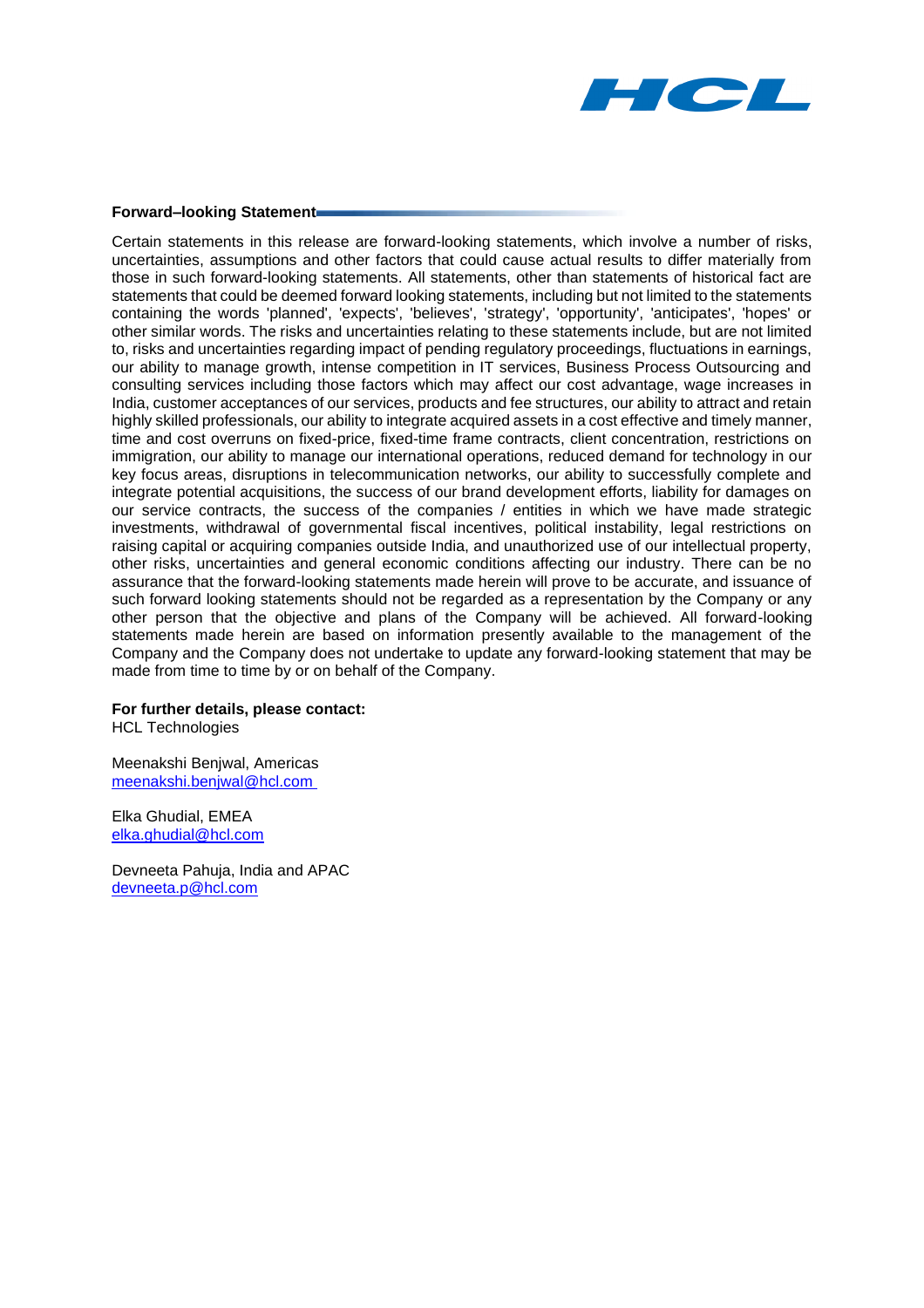**Forward–looking Statement**

Certain statements in this release are forward-looking statements, which involve a number of risks, uncertainties, assumptions and other factors that could cause actual results to differ materially from those in such forward-looking statements. All statements, other than statements of historical fact are statements that could be deemed forward looking statements, including but not limited to the statements containing the words 'planned', 'expects', 'believes', 'strategy', 'opportunity', 'anticipates', 'hopes' or other similar words. The risks and uncertainties relating to these statements include, but are not limited to, risks and uncertainties regarding impact of pending regulatory proceedings, fluctuations in earnings, our ability to manage growth, intense competition in IT services, Business Process Outsourcing and consulting services including those factors which may affect our cost advantage, wage increases in India, customer acceptances of our services, products and fee structures, our ability to attract and retain highly skilled professionals, our ability to integrate acquired assets in a cost effective and timely manner, time and cost overruns on fixed-price, fixed-time frame contracts, client concentration, restrictions on immigration, our ability to manage our international operations, reduced demand for technology in our key focus areas, disruptions in telecommunication networks, our ability to successfully complete and integrate potential acquisitions, the success of our brand development efforts, liability for damages on our service contracts, the success of the companies / entities in which we have made strategic investments, withdrawal of governmental fiscal incentives, political instability, legal restrictions on raising capital or acquiring companies outside India, and unauthorized use of our intellectual property, other risks, uncertainties and general economic conditions affecting our industry. There can be no assurance that the forward-looking statements made herein will prove to be accurate, and issuance of such forward looking statements should not be regarded as a representation by the Company or any other person that the objective and plans of the Company will be achieved. All forward-looking statements made herein are based on information presently available to the management of the Company and the Company does not undertake to update any forward-looking statement that may be made from time to time by or on behalf of the Company.

**For further details, please contact:**
HCL Technologies

Meenakshi Benjwal, Americas
meenakshi.benjwal@hcl.com

Elka Ghudial, EMEA
elka.ghudial@hcl.com

Devneeta Pahuja, India and APAC
devneeta.p@hcl.com